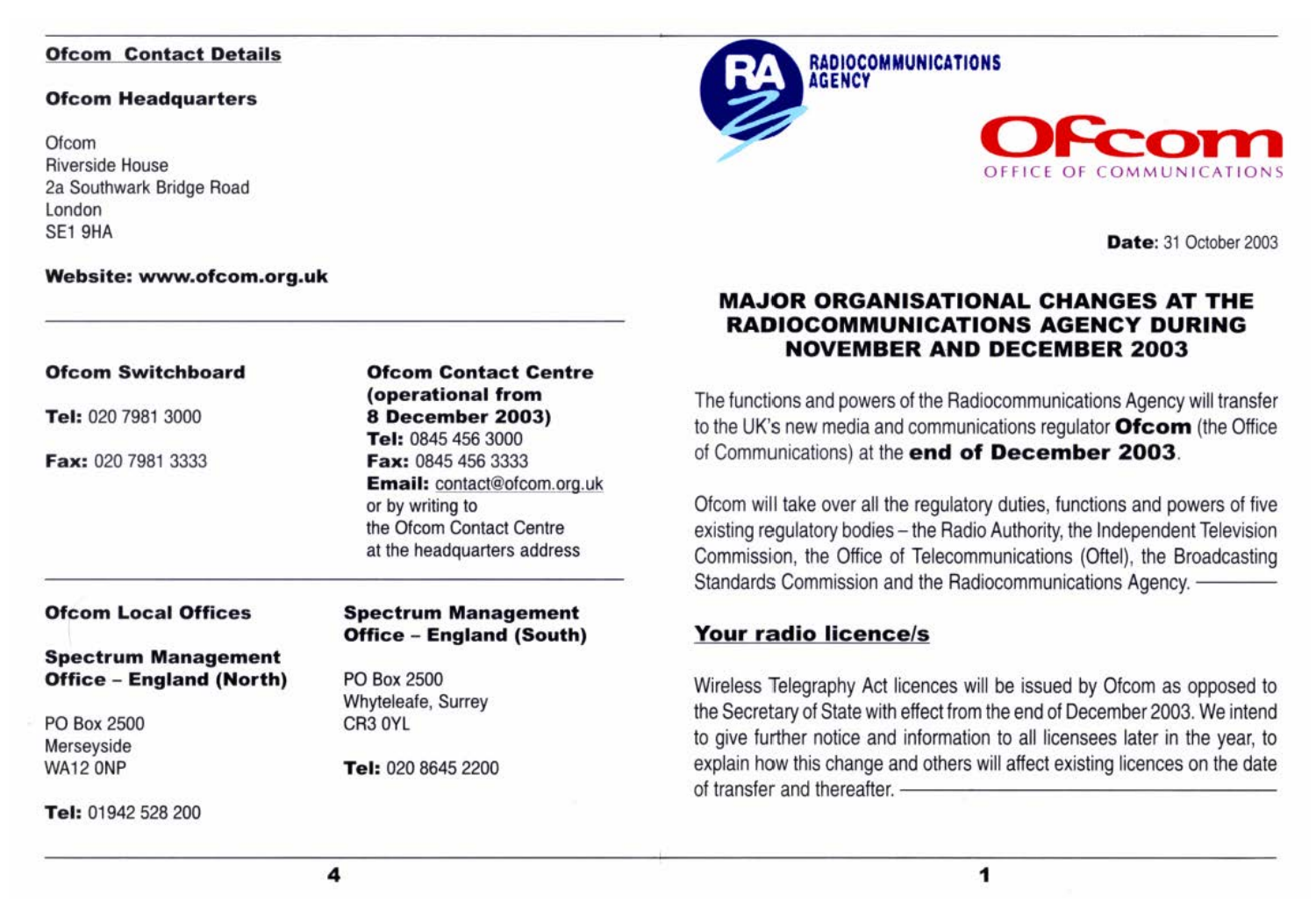## Ofcom Contact Details

### Ofcom Headquarters

Ofcom
Riverside House
2a Southwark Bridge Road
London
SE1 9HA

**Website: www.ofcom.org.uk**

---

### Ofcom Switchboard

**Tel:** 020 7981 3000

**Fax:** 020 7981 3333

### Ofcom Contact Centre (operational from 8 December 2003)

**Tel:** 0845 456 3000
**Fax:** 0845 456 3333
**Email:** contact@ofcom.org.uk
or by writing to
the Ofcom Contact Centre
at the headquarters address

---

### Ofcom Local Offices

**Spectrum Management Office – England (North)**

PO Box 2500
Merseyside
WA12 0NP

**Tel:** 01942 528 200

**Spectrum Management Office – England (South)**

PO Box 2500
Whyteleafe, Surrey
CR3 0YL

**Tel:** 020 8645 2200

---

RADIOCOMMUNICATIONS AGENCY

Ofcom
OFFICE OF COMMUNICATIONS

**Date:** 31 October 2003

# MAJOR ORGANISATIONAL CHANGES AT THE RADIOCOMMUNICATIONS AGENCY DURING NOVEMBER AND DECEMBER 2003

The functions and powers of the Radiocommunications Agency will transfer to the UK's new media and communications regulator **Ofcom** (the Office of Communications) at the **end of December 2003**.

Ofcom will take over all the regulatory duties, functions and powers of five existing regulatory bodies – the Radio Authority, the Independent Television Commission, the Office of Telecommunications (Oftel), the Broadcasting Standards Commission and the Radiocommunications Agency.

## Your radio licence/s

Wireless Telegraphy Act licences will be issued by Ofcom as opposed to the Secretary of State with effect from the end of December 2003. We intend to give further notice and information to all licensees later in the year, to explain how this change and others will affect existing licences on the date of transfer and thereafter.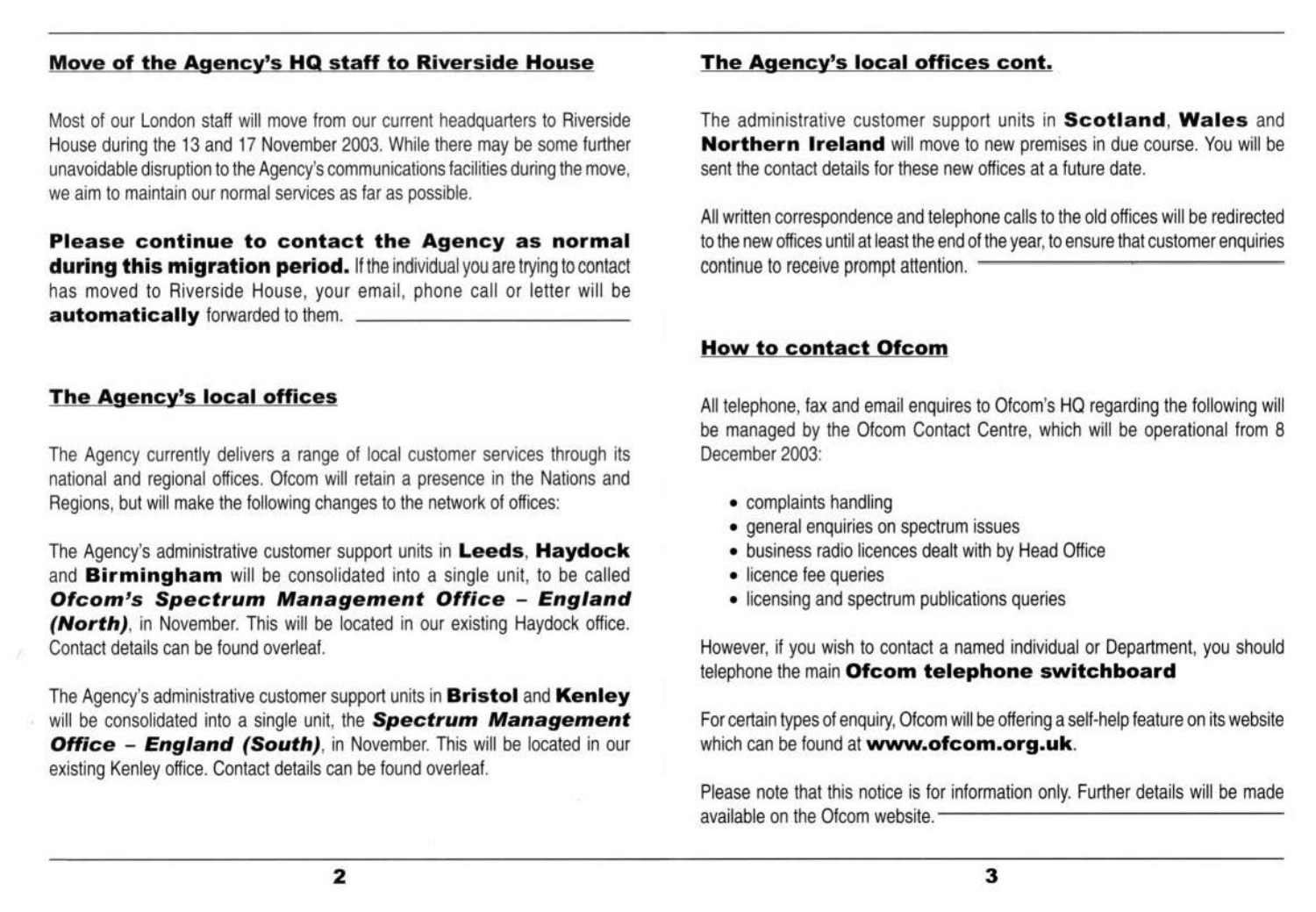## Move of the Agency's HQ staff to Riverside House

Most of our London staff will move from our current headquarters to Riverside House during the 13 and 17 November 2003. While there may be some further unavoidable disruption to the Agency's communications facilities during the move, we aim to maintain our normal services as far as possible.

**Please continue to contact the Agency as normal during this migration period.** If the individual you are trying to contact has moved to Riverside House, your email, phone call or letter will be **automatically** forwarded to them.

## The Agency's local offices

The Agency currently delivers a range of local customer services through its national and regional offices. Ofcom will retain a presence in the Nations and Regions, but will make the following changes to the network of offices:

The Agency's administrative customer support units in **Leeds**, **Haydock** and **Birmingham** will be consolidated into a single unit, to be called ***Ofcom's Spectrum Management Office – England (North)***, in November. This will be located in our existing Haydock office. Contact details can be found overleaf.

The Agency's administrative customer support units in **Bristol** and **Kenley** will be consolidated into a single unit, the ***Spectrum Management Office – England (South)***, in November. This will be located in our existing Kenley office. Contact details can be found overleaf.

## The Agency's local offices cont.

The administrative customer support units in **Scotland**, **Wales** and **Northern Ireland** will move to new premises in due course. You will be sent the contact details for these new offices at a future date.

All written correspondence and telephone calls to the old offices will be redirected to the new offices until at least the end of the year, to ensure that customer enquiries continue to receive prompt attention.

## How to contact Ofcom

All telephone, fax and email enquires to Ofcom's HQ regarding the following will be managed by the Ofcom Contact Centre, which will be operational from 8 December 2003:

- complaints handling
- general enquiries on spectrum issues
- business radio licences dealt with by Head Office
- licence fee queries
- licensing and spectrum publications queries

However, if you wish to contact a named individual or Department, you should telephone the main **Ofcom telephone switchboard**

For certain types of enquiry, Ofcom will be offering a self-help feature on its website which can be found at **www.ofcom.org.uk**.

Please note that this notice is for information only. Further details will be made available on the Ofcom website.